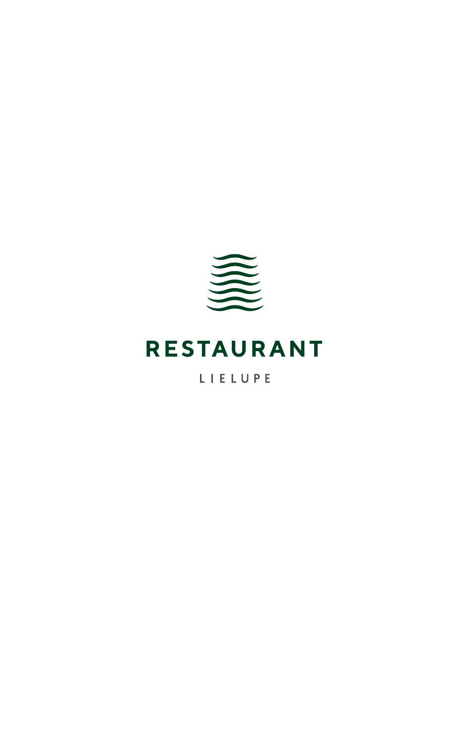# RESTAURANT

LIELUPE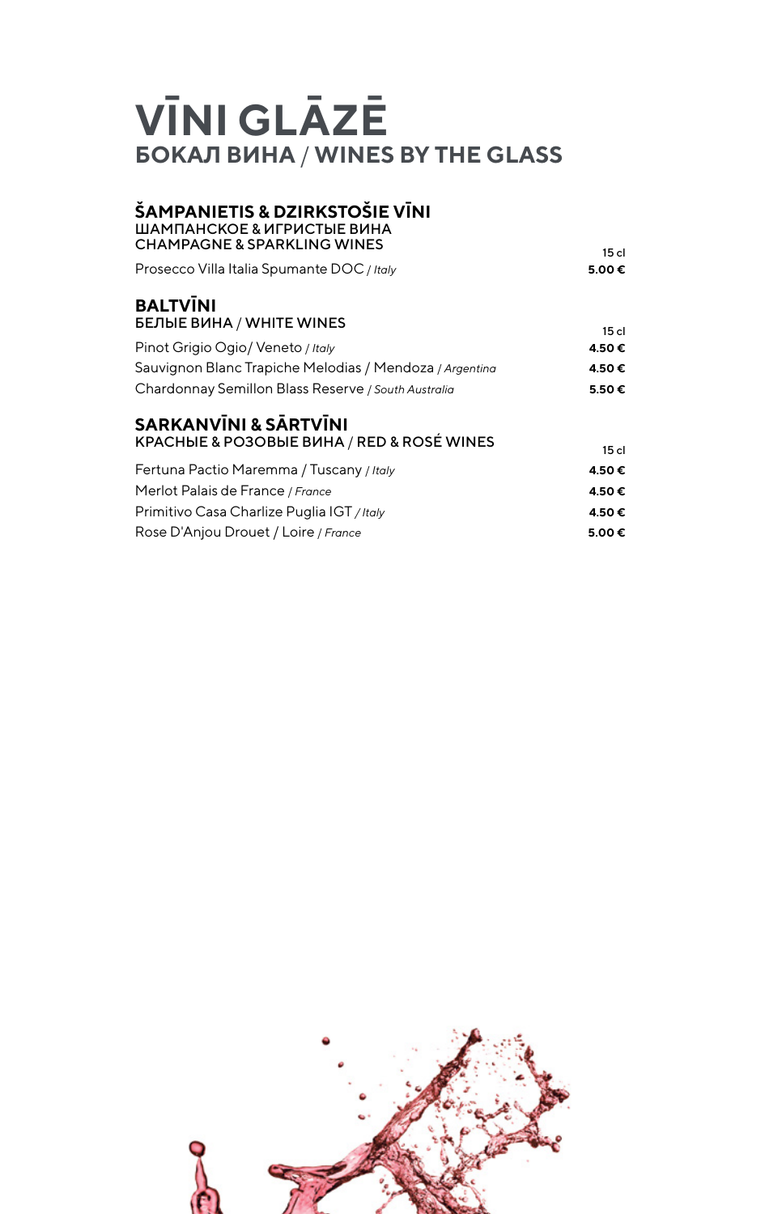# VĪNI GLĀZĒ
## БОКАЛ ВИНА / WINES BY THE GLASS

### ŠAMPANIETIS & DZIRKSTOŠIE VĪNI
ШАМПАНСКОЕ & ИГРИСТЫЕ ВИНА
CHAMPAGNE & SPARKLING WINES

| | 15 cl |
|---|---|
| Prosecco Villa Italia Spumante DOC / *Italy* | **5.00 €** |

### BALTVĪNI
БЕЛЫЕ ВИНА / WHITE WINES

| | 15 cl |
|---|---|
| Pinot Grigio Ogio/ Veneto / *Italy* | **4.50 €** |
| Sauvignon Blanc Trapiche Melodias / Mendoza / *Argentina* | **4.50 €** |
| Chardonnay Semillon Blass Reserve / *South Australia* | **5.50 €** |

### SARKANVĪNI & SĀRTVĪNI
КРАСНЫЕ & РОЗОВЫЕ ВИНА / RED & ROSÉ WINES

| | 15 cl |
|---|---|
| Fertuna Pactio Maremma / Tuscany / *Italy* | **4.50 €** |
| Merlot Palais de France / *France* | **4.50 €** |
| Primitivo Casa Charlize Puglia IGT / *Italy* | **4.50 €** |
| Rose D'Anjou Drouet / Loire / *France* | **5.00 €** |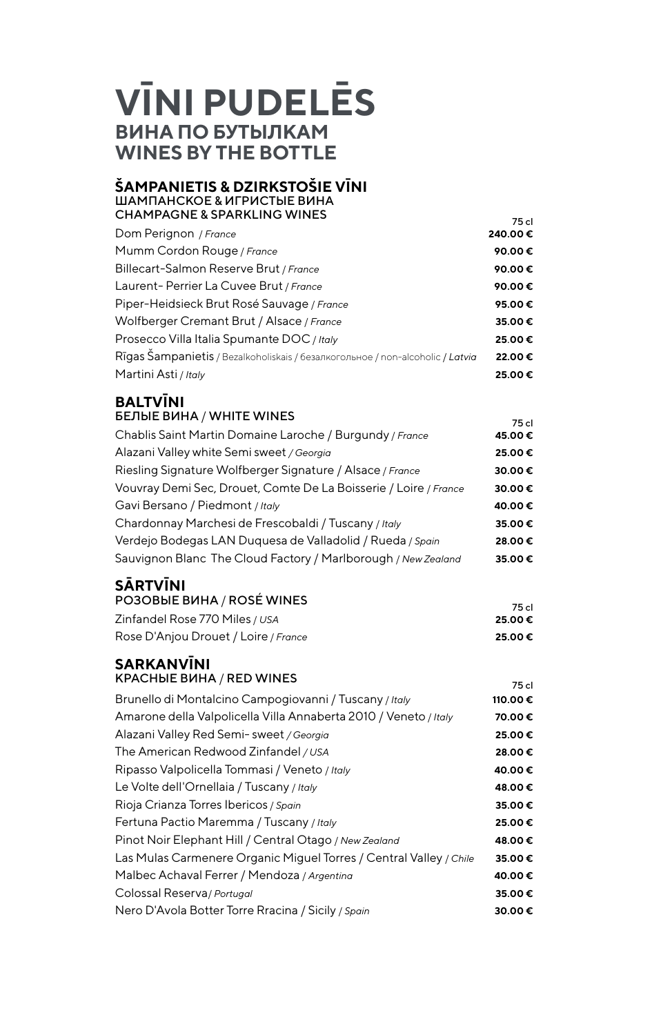# VĪNI PUDELĒS

## ВИНА ПО БУТЫЛКАМ

## WINES BY THE BOTTLE

### ŠAMPANIETIS & DZIRKSTOŠIE VĪNI

ШАМПАНСКОЕ & ИГРИСТЫЕ ВИНА

CHAMPAGNE & SPARKLING WINES

| | 75 cl |
|---|---|
| Dom Perignon / *France* | **240.00 €** |
| Mumm Cordon Rouge / *France* | **90.00 €** |
| Billecart-Salmon Reserve Brut / *France* | **90.00 €** |
| Laurent- Perrier La Cuvee Brut / *France* | **90.00 €** |
| Piper-Heidsieck Brut Rosé Sauvage / *France* | **95.00 €** |
| Wolfberger Cremant Brut / Alsace / *France* | **35.00 €** |
| Prosecco Villa Italia Spumante DOC / *Italy* | **25.00 €** |
| Rīgas Šampanietis / Bezalkoholiskais / безалкогольное / non-alcoholic / *Latvia* | **22.00 €** |
| Martini Asti / *Italy* | **25.00 €** |

### BALTVĪNI

БЕЛЫЕ ВИНА / WHITE WINES

| | 75 cl |
|---|---|
| Chablis Saint Martin Domaine Laroche / Burgundy / *France* | **45.00 €** |
| Alazani Valley white Semi sweet / *Georgia* | **25.00 €** |
| Riesling Signature Wolfberger Signature / Alsace / *France* | **30.00 €** |
| Vouvray Demi Sec, Drouet, Comte De La Boisserie / Loire / *France* | **30.00 €** |
| Gavi Bersano / Piedmont / *Italy* | **40.00 €** |
| Chardonnay Marchesi de Frescobaldi / Tuscany / *Italy* | **35.00 €** |
| Verdejo Bodegas LAN Duquesa de Valladolid / Rueda / *Spain* | **28.00 €** |
| Sauvignon Blanc The Cloud Factory / Marlborough / *New Zealand* | **35.00 €** |

### SĀRTVĪNI

РОЗОВЫЕ ВИНА / ROSÉ WINES

| | 75 cl |
|---|---|
| Zinfandel Rose 770 Miles / *USA* | **25.00 €** |
| Rose D'Anjou Drouet / Loire / *France* | **25.00 €** |

### SARKANVĪNI

КРАСНЫЕ ВИНА / RED WINES

| | 75 cl |
|---|---|
| Brunello di Montalcino Campogiovanni / Tuscany / *Italy* | **110.00 €** |
| Amarone della Valpolicella Villa Annaberta 2010 / Veneto / *Italy* | **70.00 €** |
| Alazani Valley Red Semi- sweet / *Georgia* | **25.00 €** |
| The American Redwood Zinfandel / *USA* | **28.00 €** |
| Ripasso Valpolicella Tommasi / Veneto / *Italy* | **40.00 €** |
| Le Volte dell'Ornellaia / Tuscany / *Italy* | **48.00 €** |
| Rioja Crianza Torres Ibericos / *Spain* | **35.00 €** |
| Fertuna Pactio Maremma / Tuscany / *Italy* | **25.00 €** |
| Pinot Noir Elephant Hill / Central Otago / *New Zealand* | **48.00 €** |
| Las Mulas Carmenere Organic Miguel Torres / Central Valley / *Chile* | **35.00 €** |
| Malbec Achaval Ferrer / Mendoza / *Argentina* | **40.00 €** |
| Colossal Reserva / *Portugal* | **35.00 €** |
| Nero D'Avola Botter Torre Rracina / Sicily / *Spain* | **30.00 €** |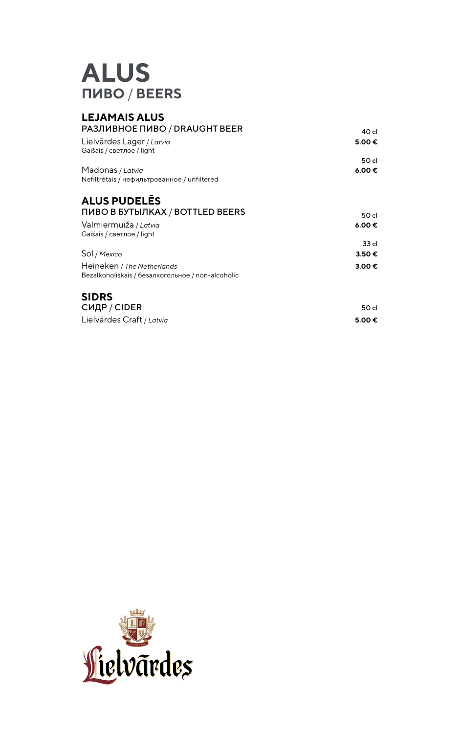# ALUS

## ПИВО / BEERS

### LEJAMAIS ALUS

РАЗЛИВНОЕ ПИВО / DRAUGHT BEER

| | |
|---|---|
| | 40 cl |
| Lielvārdes Lager / *Latvia*<br>Gaišais / светлое / light | **5.00 €** |
| | 50 cl |
| Madonas / *Latvia*<br>Nefiltrētais / нефильтрованное / unfiltered | **6.00 €** |

### ALUS PUDELĒS

ПИВО В БУТЫЛКАХ / BOTTLED BEERS

| | |
|---|---|
| | 50 cl |
| Valmiermuiža / *Latvia*<br>Gaišais / светлое / light | **6.00 €** |
| | 33 cl |
| Sol / *Mexico* | **3.50 €** |
| Heineken / *The Netherlands*<br>Bezalkoholiskais / безалкогольное / non-alcoholic | **3.00 €** |

### SIDRS

СИДР / CIDER

| | |
|---|---|
| | 50 cl |
| Lielvārdes Craft / *Latvia* | **5.00 €** |

Lielvārdes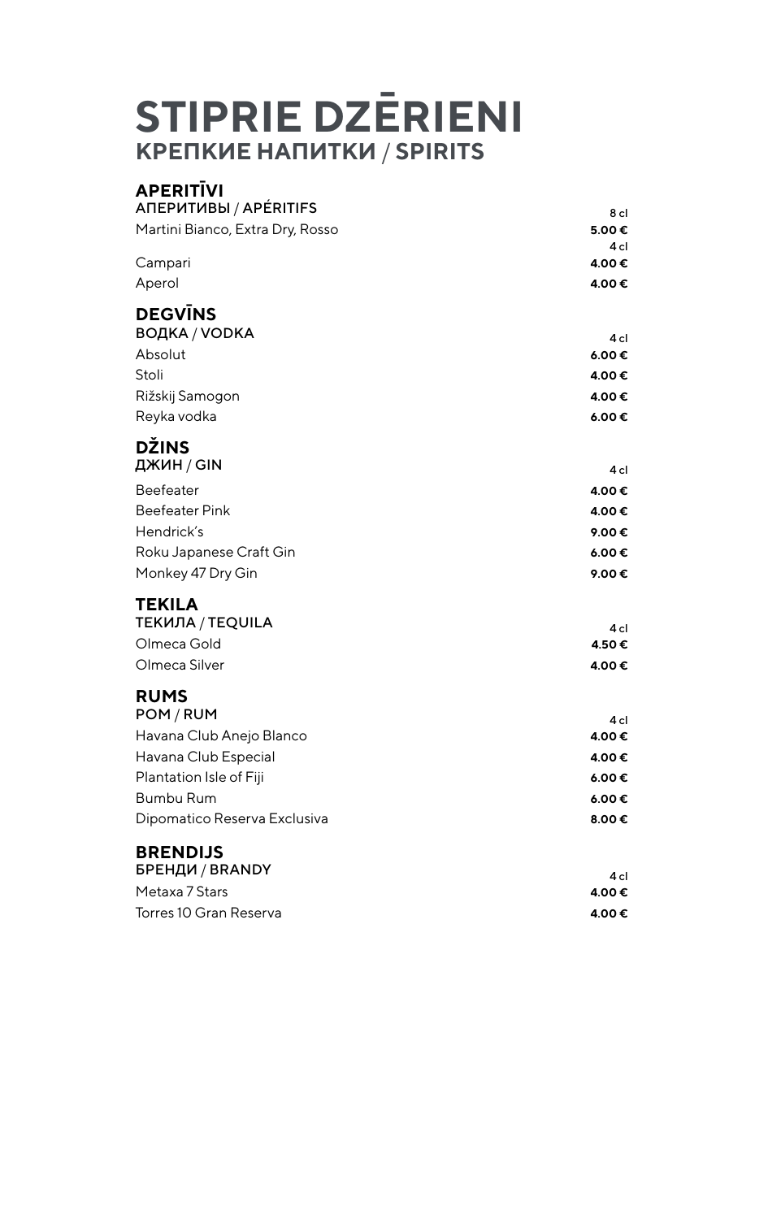# STIPRIE DZĒRIENI
## КРЕПКИЕ НАПИТКИ / SPIRITS

### APERITĪVI
АПЕРИТИВЫ / APÉRITIFS

| | |
|---|---|
| | 8 cl |
| Martini Bianco, Extra Dry, Rosso | **5.00 €** |
| | 4 cl |
| Campari | **4.00 €** |
| Aperol | **4.00 €** |

### DEGVĪNS
ВОДКА / VODKA

| | 4 cl |
|---|---|
| Absolut | **6.00 €** |
| Stoli | **4.00 €** |
| Rižskij Samogon | **4.00 €** |
| Reyka vodka | **6.00 €** |

### DŽINS
ДЖИН / GIN

| | 4 cl |
|---|---|
| Beefeater | **4.00 €** |
| Beefeater Pink | **4.00 €** |
| Hendrick's | **9.00 €** |
| Roku Japanese Craft Gin | **6.00 €** |
| Monkey 47 Dry Gin | **9.00 €** |

### TEKILA
ТЕКИЛА / TEQUILA

| | 4 cl |
|---|---|
| Olmeca Gold | **4.50 €** |
| Olmeca Silver | **4.00 €** |

### RUMS
РОМ / RUM

| | 4 cl |
|---|---|
| Havana Club Anejo Blanco | **4.00 €** |
| Havana Club Especial | **4.00 €** |
| Plantation Isle of Fiji | **6.00 €** |
| Bumbu Rum | **6.00 €** |
| Dipomatico Reserva Exclusiva | **8.00 €** |

### BRENDIJS
БРЕНДИ / BRANDY

| | 4 cl |
|---|---|
| Metaxa 7 Stars | **4.00 €** |
| Torres 10 Gran Reserva | **4.00 €** |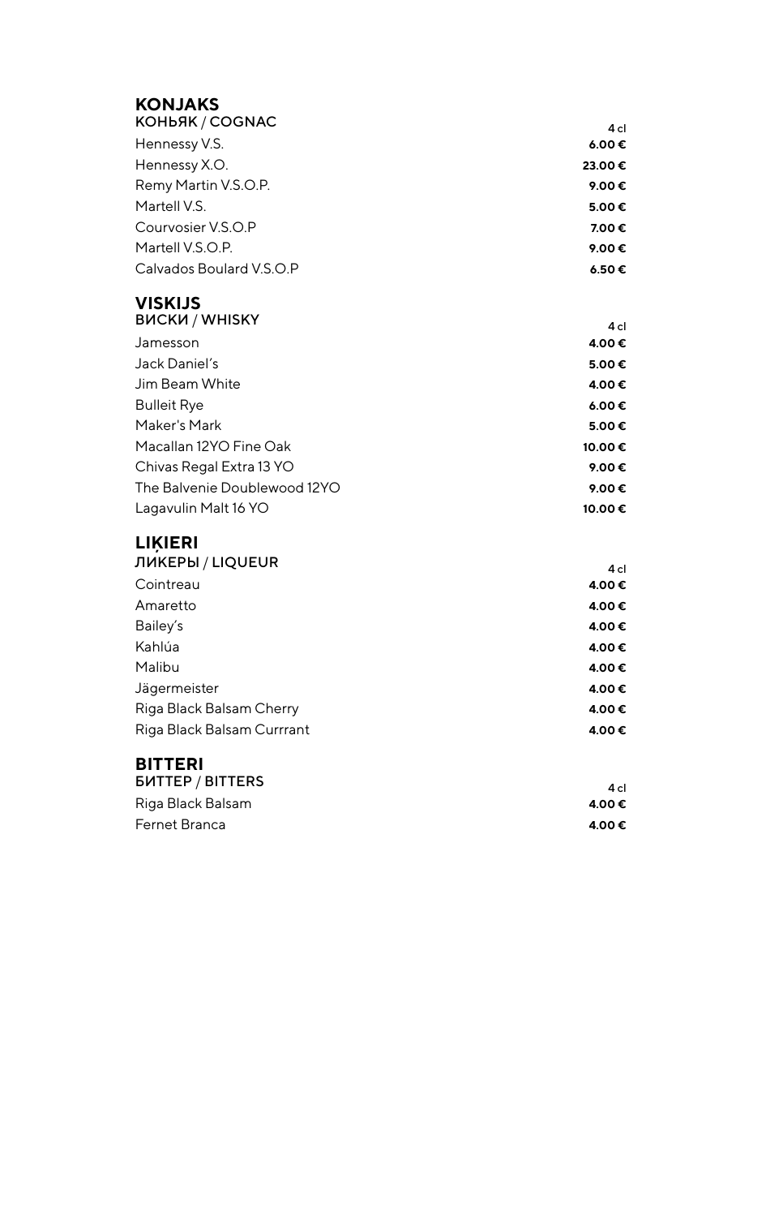## KONJAKS

КОНЬЯК / COGNAC

| | 4 cl |
|---|---|
| Hennessy V.S. | **6.00 €** |
| Hennessy X.O. | **23.00 €** |
| Remy Martin V.S.O.P. | **9.00 €** |
| Martell V.S. | **5.00 €** |
| Courvosier V.S.O.P | **7.00 €** |
| Martell V.S.O.P. | **9.00 €** |
| Calvados Boulard V.S.O.P | **6.50 €** |

## VISKIJS

ВИСКИ / WHISKY

| | 4 cl |
|---|---|
| Jamesson | **4.00 €** |
| Jack Daniel's | **5.00 €** |
| Jim Beam White | **4.00 €** |
| Bulleit Rye | **6.00 €** |
| Maker's Mark | **5.00 €** |
| Macallan 12YO Fine Oak | **10.00 €** |
| Chivas Regal Extra 13 YO | **9.00 €** |
| The Balvenie Doublewood 12YO | **9.00 €** |
| Lagavulin Malt 16 YO | **10.00 €** |

## LIĶIERI

ЛИКЕРЫ / LIQUEUR

| | 4 cl |
|---|---|
| Cointreau | **4.00 €** |
| Amaretto | **4.00 €** |
| Bailey's | **4.00 €** |
| Kahlúa | **4.00 €** |
| Malibu | **4.00 €** |
| Jägermeister | **4.00 €** |
| Riga Black Balsam Cherry | **4.00 €** |
| Riga Black Balsam Currrant | **4.00 €** |

## BITTERI

БИТТЕР / BITTERS

| | 4 cl |
|---|---|
| Riga Black Balsam | **4.00 €** |
| Fernet Branca | **4.00 €** |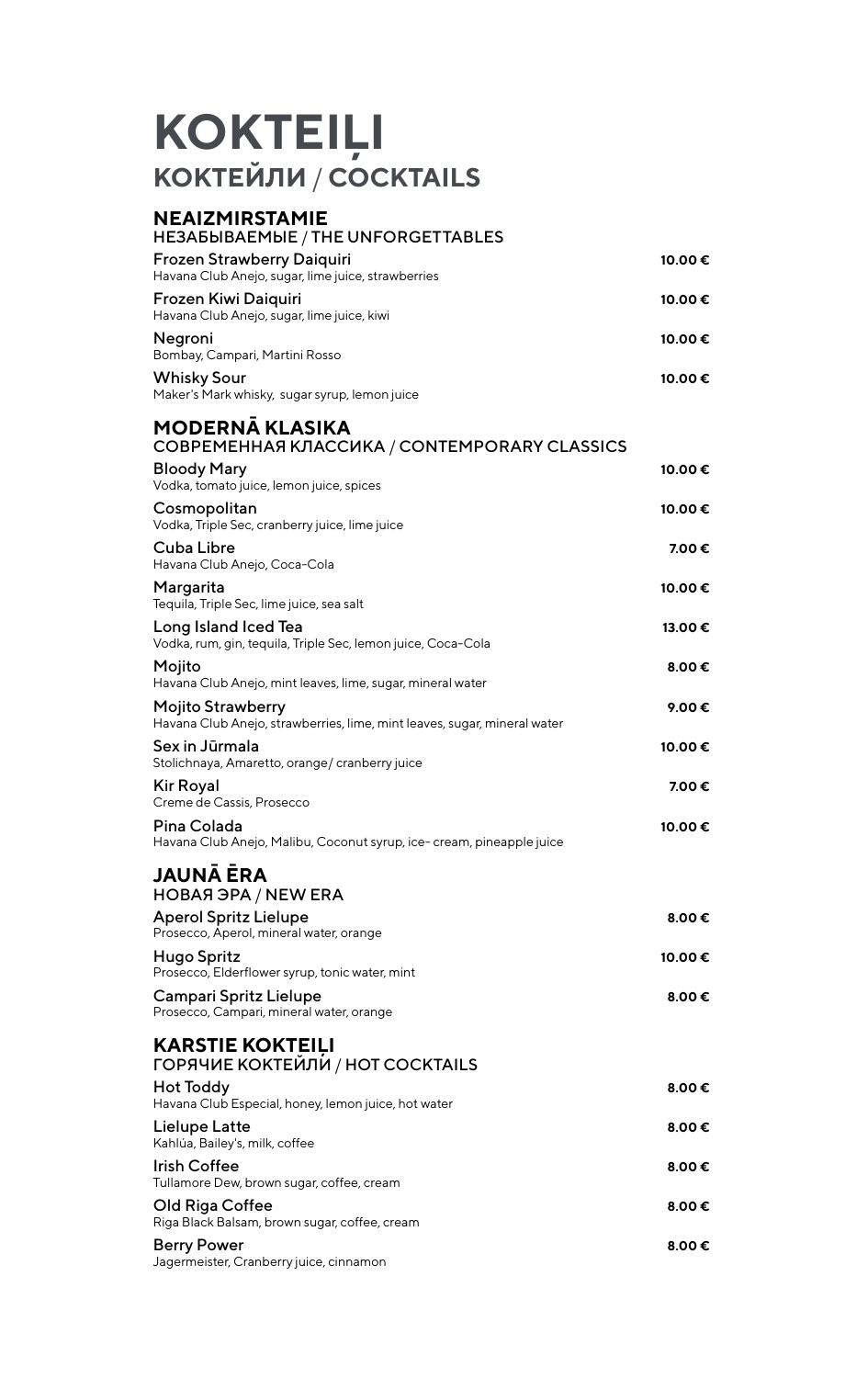# KOKTEIĻI

## КОКТЕЙЛИ / COCKTAILS

### NEAIZMIRSTAMIE
НЕЗАБЫВАЕМЫЕ / THE UNFORGETTABLES

| | |
|---|---|
| Frozen Strawberry Daiquiri<br>Havana Club Anejo, sugar, lime juice, strawberries | **10.00 €** |
| Frozen Kiwi Daiquiri<br>Havana Club Anejo, sugar, lime juice, kiwi | **10.00 €** |
| Negroni<br>Bombay, Campari, Martini Rosso | **10.00 €** |
| Whisky Sour<br>Maker's Mark whisky, sugar syrup, lemon juice | **10.00 €** |

### MODERNĀ KLASIKA
СОВРЕМЕННАЯ КЛАССИКА / CONTEMPORARY CLASSICS

| | |
|---|---|
| Bloody Mary<br>Vodka, tomato juice, lemon juice, spices | **10.00 €** |
| Cosmopolitan<br>Vodka, Triple Sec, cranberry juice, lime juice | **10.00 €** |
| Cuba Libre<br>Havana Club Anejo, Coca-Cola | **7.00 €** |
| Margarita<br>Tequila, Triple Sec, lime juice, sea salt | **10.00 €** |
| Long Island Iced Tea<br>Vodka, rum, gin, tequila, Triple Sec, lemon juice, Coca-Cola | **13.00 €** |
| Mojito<br>Havana Club Anejo, mint leaves, lime, sugar, mineral water | **8.00 €** |
| Mojito Strawberry<br>Havana Club Anejo, strawberries, lime, mint leaves, sugar, mineral water | **9.00 €** |
| Sex in Jūrmala<br>Stolichnaya, Amaretto, orange/ cranberry juice | **10.00 €** |
| Kir Royal<br>Creme de Cassis, Prosecco | **7.00 €** |
| Pina Colada<br>Havana Club Anejo, Malibu, Coconut syrup, ice- cream, pineapple juice | **10.00 €** |

### JAUNĀ ĒRA
НОВАЯ ЭРА / NEW ERA

| | |
|---|---|
| Aperol Spritz Lielupe<br>Prosecco, Aperol, mineral water, orange | **8.00 €** |
| Hugo Spritz<br>Prosecco, Elderflower syrup, tonic water, mint | **10.00 €** |
| Campari Spritz Lielupe<br>Prosecco, Campari, mineral water, orange | **8.00 €** |

### KARSTIE KOKTEIĻI
ГОРЯЧИЕ КОКТЕЙЛИ / HOT COCKTAILS

| | |
|---|---|
| Hot Toddy<br>Havana Club Especial, honey, lemon juice, hot water | **8.00 €** |
| Lielupe Latte<br>Kahlúa, Bailey's, milk, coffee | **8.00 €** |
| Irish Coffee<br>Tullamore Dew, brown sugar, coffee, cream | **8.00 €** |
| Old Riga Coffee<br>Riga Black Balsam, brown sugar, coffee, cream | **8.00 €** |
| Berry Power<br>Jagermeister, Cranberry juice, cinnamon | **8.00 €** |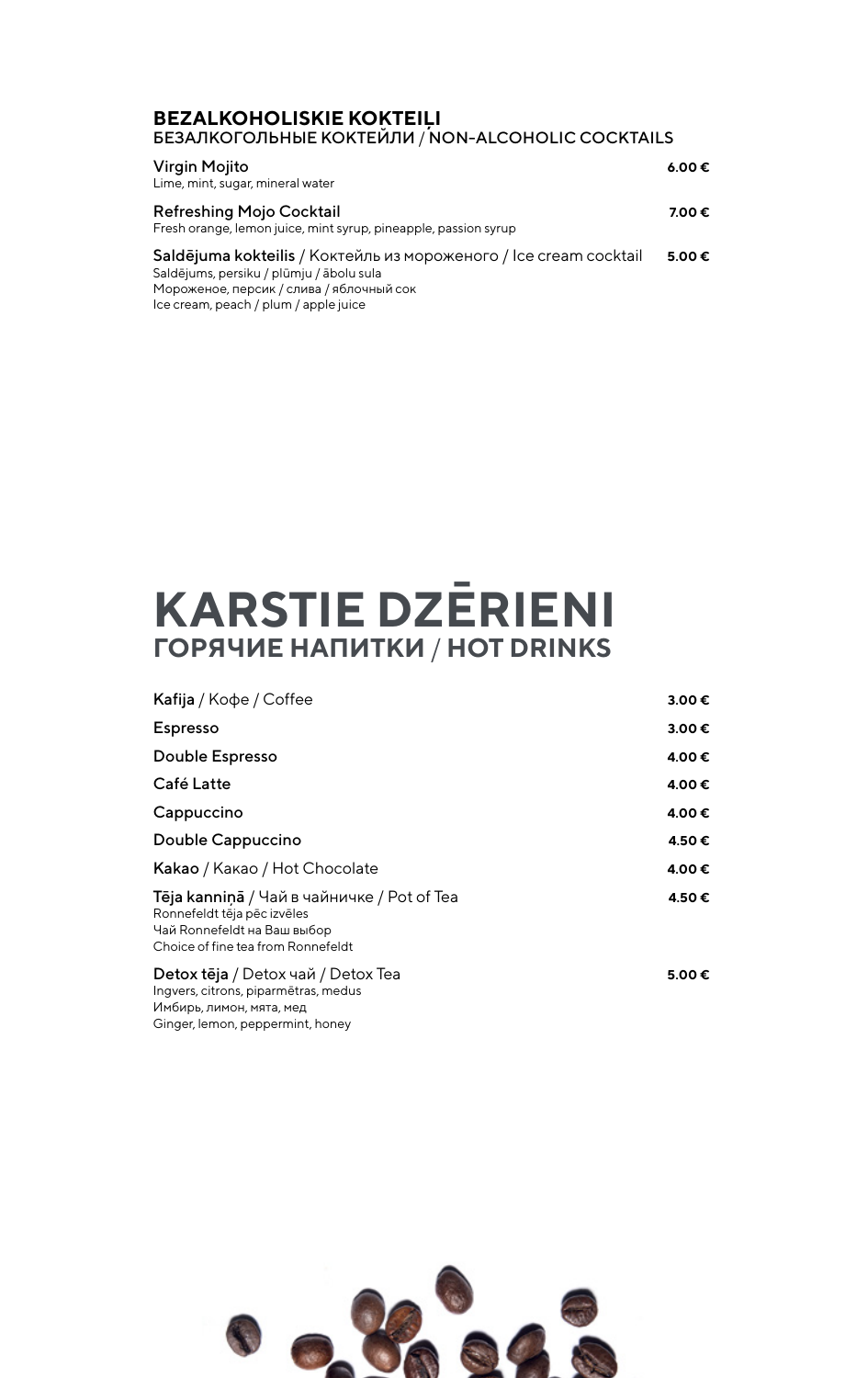### BEZALKOHOLISKIE KOKTEIĻI
БЕЗАЛКОГОЛЬНЫЕ КОКТЕЙЛИ / NON-ALCOHOLIC COCKTAILS

**Virgin Mojito** — **6.00 €**
Lime, mint, sugar, mineral water

**Refreshing Mojo Cocktail** — **7.00 €**
Fresh orange, lemon juice, mint syrup, pineapple, passion syrup

**Saldējuma kokteilis** / Коктейль из мороженого / Ice cream cocktail — **5.00 €**
Saldējums, persiku / plūmju / ābolu sula
Мороженое, персик / слива / яблочный сок
Ice cream, peach / plum / apple juice

# KARSTIE DZĒRIENI
## ГОРЯЧИЕ НАПИТКИ / HOT DRINKS

**Kafija** / Кофе / Coffee — **3.00 €**

**Espresso** — **3.00 €**

**Double Espresso** — **4.00 €**

**Café Latte** — **4.00 €**

**Cappuccino** — **4.00 €**

**Double Cappuccino** — **4.50 €**

**Kakao** / Какао / Hot Chocolate — **4.00 €**

**Tēja kanniņā** / Чай в чайничке / Pot of Tea — **4.50 €**
Ronnefeldt tēja pēc izvēles
Чай Ronnefeldt на Ваш выбор
Choice of fine tea from Ronnefeldt

**Detox tēja** / Detox чай / Detox Tea — **5.00 €**
Ingvers, citrons, piparmētras, medus
Имбирь, лимон, мята, мед
Ginger, lemon, peppermint, honey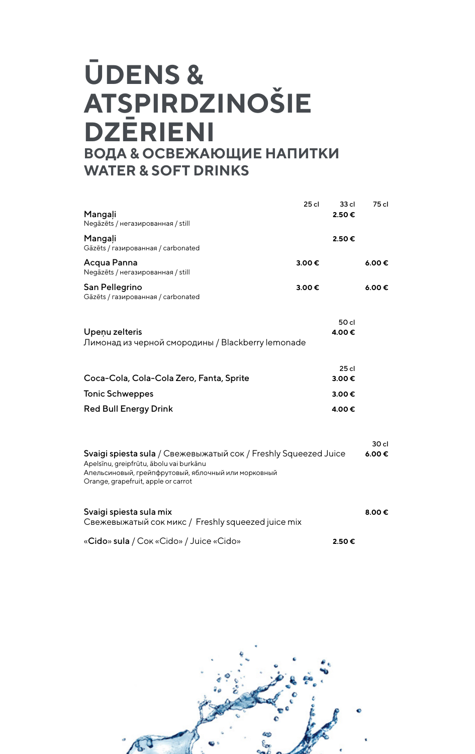# ŪDENS & ATSPIRDZINOŠIE DZĒRIENI

## ВОДА & ОСВЕЖАЮЩИЕ НАПИТКИ

## WATER & SOFT DRINKS

| | 25 cl | 33 cl | 75 cl |
|---|---|---|---|
| **Mangaļi**<br>Negāzēts / негазированная / still | | 2.50 € | |
| **Mangaļi**<br>Gāzēts / газированная / carbonated | | 2.50 € | |
| **Acqua Panna**<br>Negāzēts / негазированная / still | 3.00 € | | 6.00 € |
| **San Pellegrino**<br>Gāzēts / газированная / carbonated | 3.00 € | | 6.00 € |

| | 50 cl |
|---|---|
| **Upeņu zelteris**<br>Лимонад из черной смородины / Blackberry lemonade | 4.00 € |

| | 25 cl |
|---|---|
| **Coca-Cola, Cola-Cola Zero, Fanta, Sprite** | 3.00 € |
| **Tonic Schweppes** | 3.00 € |
| **Red Bull Energy Drink** | 4.00 € |

| | 30 cl |
|---|---|
| **Svaigi spiesta sula** / Свежевыжатый сок / Freshly Squeezed Juice<br>Apelsīnu, greipfrūtu, ābolu vai burkānu<br>Апельсиновый, грейпфрутовый, яблочный или морковный<br>Orange, grapefruit, apple or carrot | 6.00 € |

**Svaigi spiesta sula mix**
Свежевыжатый сок микс / Freshly squeezed juice mix — 8.00 €

«**Cido» sula** / Сок «Cido» / Juice «Cido» — 2.50 €